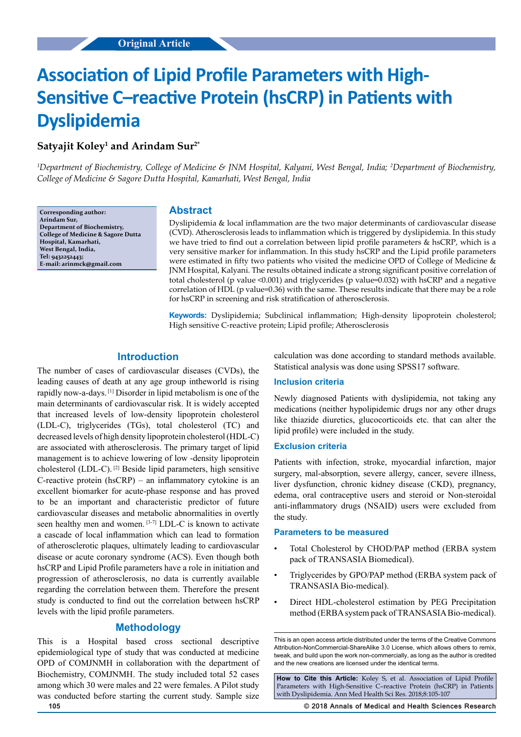Original Article

# Association of Lipid Profile Parameters with High-Sensitive C–reactive Protein (hsCRP) in Patients with Dyslipidemia

**Satyajit Koley[1] and Arindam Sur[2*]**

*[1]Department of Biochemistry, College of Medicine & JNM Hospital, Kalyani, West Bengal, India; [2]Department of Biochemistry, College of Medicine & Sagore Dutta Hospital, Kamarhati, West Bengal, India*

**Corresponding author:**
**Arindam Sur,**
**Department of Biochemistry,**
**College of Medicine & Sagore Dutta Hospital, Kamarhati,**
**West Bengal, India,**
**Tel: 9432252443;**
**E-mail: arinmck@gmail.com**

## Abstract

Dyslipidemia & local inflammation are the two major determinants of cardiovascular disease (CVD). Atherosclerosis leads to inflammation which is triggered by dyslipidemia. In this study we have tried to find out a correlation between lipid profile parameters & hsCRP, which is a very sensitive marker for inflammation. In this study hsCRP and the Lipid profile parameters were estimated in fifty two patients who visited the medicine OPD of College of Medicine & JNM Hospital, Kalyani. The results obtained indicate a strong significant positive correlation of total cholesterol (p value <0.001) and triglycerides (p value=0.032) with hsCRP and a negative correlation of HDL (p value=0.36) with the same. These results indicate that there may be a role for hsCRP in screening and risk stratification of atherosclerosis.

**Keywords:** Dyslipidemia; Subclinical inflammation; High-density lipoprotein cholesterol; High sensitive C-reactive protein; Lipid profile; Atherosclerosis

## Introduction

The number of cases of cardiovascular diseases (CVDs), the leading causes of death at any age group intheworld is rising rapidly now-a-days. [1] Disorder in lipid metabolism is one of the main determinants of cardiovascular risk. It is widely accepted that increased levels of low-density lipoprotein cholesterol (LDL-C), triglycerides (TGs), total cholesterol (TC) and decreased levels of high density lipoprotein cholesterol (HDL-C) are associated with atherosclerosis. The primary target of lipid management is to achieve lowering of low -density lipoprotein cholesterol (LDL-C). [2] Beside lipid parameters, high sensitive C-reactive protein (hsCRP) – an inflammatory cytokine is an excellent biomarker for acute-phase response and has proved to be an important and characteristic predictor of future cardiovascular diseases and metabolic abnormalities in overtly seen healthy men and women. [3-7] LDL-C is known to activate a cascade of local inflammation which can lead to formation of atherosclerotic plaques, ultimately leading to cardiovascular disease or acute coronary syndrome (ACS). Even though both hsCRP and Lipid Profile parameters have a role in initiation and progression of atherosclerosis, no data is currently available regarding the correlation between them. Therefore the present study is conducted to find out the correlation between hsCRP levels with the lipid profile parameters.

## Methodology

This is a Hospital based cross sectional descriptive epidemiological type of study that was conducted at medicine OPD of COMJNMH in collaboration with the department of Biochemistry, COMJNMH. The study included total 52 cases among which 30 were males and 22 were females. A Pilot study was conducted before starting the current study. Sample size calculation was done according to standard methods available. Statistical analysis was done using SPSS17 software.

### Inclusion criteria

Newly diagnosed Patients with dyslipidemia, not taking any medications (neither hypolipidemic drugs nor any other drugs like thiazide diuretics, glucocorticoids etc. that can alter the lipid profile) were included in the study.

### Exclusion criteria

Patients with infection, stroke, myocardial infarction, major surgery, mal-absorption, severe allergy, cancer, severe illness, liver dysfunction, chronic kidney disease (CKD), pregnancy, edema, oral contraceptive users and steroid or Non-steroidal anti-inflammatory drugs (NSAID) users were excluded from the study.

### Parameters to be measured

- Total Cholesterol by CHOD/PAP method (ERBA system pack of TRANSASIA Biomedical).
- Triglycerides by GPO/PAP method (ERBA system pack of TRANSASIA Bio-medical).
- Direct HDL-cholesterol estimation by PEG Precipitation method (ERBA system pack of TRANSASIA Bio-medical).

This is an open access article distributed under the terms of the Creative Commons Attribution-NonCommercial-ShareAlike 3.0 License, which allows others to remix, tweak, and build upon the work non-commercially, as long as the author is credited and the new creations are licensed under the identical terms.

**How to Cite this Article:** Koley S, et al. Association of Lipid Profile Parameters with High-Sensitive C-reactive Protein (hsCRP) in Patients with Dyslipidemia. Ann Med Health Sci Res. 2018;8:105-107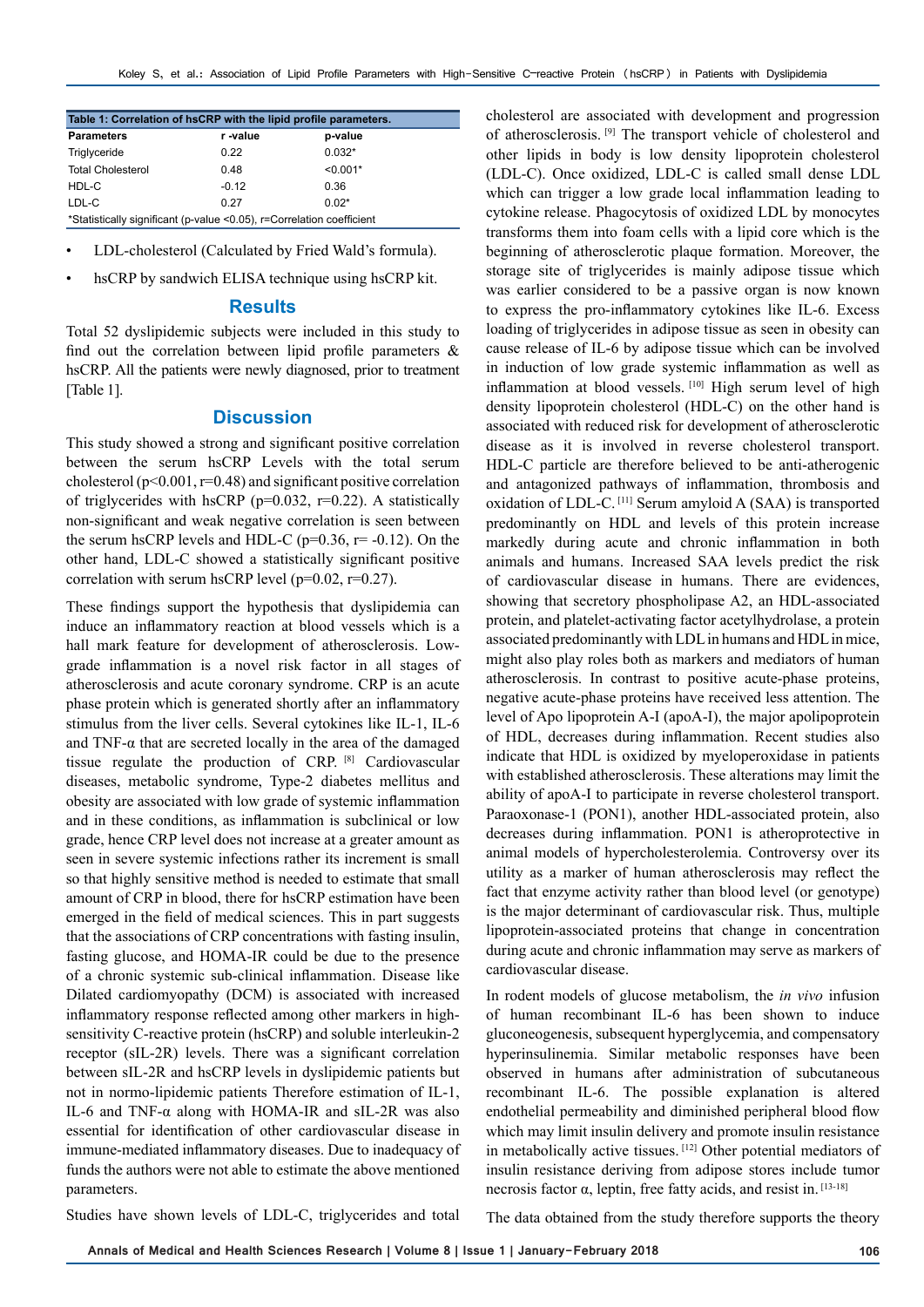**Table 1: Correlation of hsCRP with the lipid profile parameters.**

| Parameters | r -value | p-value |
|---|---|---|
| Triglyceride | 0.22 | 0.032* |
| Total Cholesterol | 0.48 | <0.001* |
| HDL-C | -0.12 | 0.36 |
| LDL-C | 0.27 | 0.02* |

*Statistically significant (p-value <0.05), r=Correlation coefficient

- LDL-cholesterol (Calculated by Fried Wald's formula).
- hsCRP by sandwich ELISA technique using hsCRP kit.

## Results

Total 52 dyslipidemic subjects were included in this study to find out the correlation between lipid profile parameters & hsCRP. All the patients were newly diagnosed, prior to treatment [Table 1].

## Discussion

This study showed a strong and significant positive correlation between the serum hsCRP Levels with the total serum cholesterol ($p<0.001$, $r=0.48$) and significant positive correlation of triglycerides with hsCRP ($p=0.032$, $r=0.22$). A statistically non-significant and weak negative correlation is seen between the serum hsCRP levels and HDL-C ($p=0.36$, $r=-0.12$). On the other hand, LDL-C showed a statistically significant positive correlation with serum hsCRP level ($p=0.02$, $r=0.27$).

These findings support the hypothesis that dyslipidemia can induce an inflammatory reaction at blood vessels which is a hall mark feature for development of atherosclerosis. Low-grade inflammation is a novel risk factor in all stages of atherosclerosis and acute coronary syndrome. CRP is an acute phase protein which is generated shortly after an inflammatory stimulus from the liver cells. Several cytokines like IL-1, IL-6 and TNF-α that are secreted locally in the area of the damaged tissue regulate the production of CRP. [8] Cardiovascular diseases, metabolic syndrome, Type-2 diabetes mellitus and obesity are associated with low grade of systemic inflammation and in these conditions, as inflammation is subclinical or low grade, hence CRP level does not increase at a greater amount as seen in severe systemic infections rather its increment is small so that highly sensitive method is needed to estimate that small amount of CRP in blood, there for hsCRP estimation have been emerged in the field of medical sciences. This in part suggests that the associations of CRP concentrations with fasting insulin, fasting glucose, and HOMA-IR could be due to the presence of a chronic systemic sub-clinical inflammation. Disease like Dilated cardiomyopathy (DCM) is associated with increased inflammatory response reflected among other markers in high-sensitivity C-reactive protein (hsCRP) and soluble interleukin-2 receptor (sIL-2R) levels. There was a significant correlation between sIL-2R and hsCRP levels in dyslipidemic patients but not in normo-lipidemic patients Therefore estimation of IL-1, IL-6 and TNF-α along with HOMA-IR and sIL-2R was also essential for identification of other cardiovascular disease in immune-mediated inflammatory diseases. Due to inadequacy of funds the authors were not able to estimate the above mentioned parameters.

Studies have shown levels of LDL-C, triglycerides and total cholesterol are associated with development and progression of atherosclerosis. [9] The transport vehicle of cholesterol and other lipids in body is low density lipoprotein cholesterol (LDL-C). Once oxidized, LDL-C is called small dense LDL which can trigger a low grade local inflammation leading to cytokine release. Phagocytosis of oxidized LDL by monocytes transforms them into foam cells with a lipid core which is the beginning of atherosclerotic plaque formation. Moreover, the storage site of triglycerides is mainly adipose tissue which was earlier considered to be a passive organ is now known to express the pro-inflammatory cytokines like IL-6. Excess loading of triglycerides in adipose tissue as seen in obesity can cause release of IL-6 by adipose tissue which can be involved in induction of low grade systemic inflammation as well as inflammation at blood vessels. [10] High serum level of high density lipoprotein cholesterol (HDL-C) on the other hand is associated with reduced risk for development of atherosclerotic disease as it is involved in reverse cholesterol transport. HDL-C particle are therefore believed to be anti-atherogenic and antagonized pathways of inflammation, thrombosis and oxidation of LDL-C. [11] Serum amyloid A (SAA) is transported predominantly on HDL and levels of this protein increase markedly during acute and chronic inflammation in both animals and humans. Increased SAA levels predict the risk of cardiovascular disease in humans. There are evidences, showing that secretory phospholipase A2, an HDL-associated protein, and platelet-activating factor acetylhydrolase, a protein associated predominantly with LDL in humans and HDL in mice, might also play roles both as markers and mediators of human atherosclerosis. In contrast to positive acute-phase proteins, negative acute-phase proteins have received less attention. The level of Apo lipoprotein A-I (apoA-I), the major apolipoprotein of HDL, decreases during inflammation. Recent studies also indicate that HDL is oxidized by myeloperoxidase in patients with established atherosclerosis. These alterations may limit the ability of apoA-I to participate in reverse cholesterol transport. Paraoxonase-1 (PON1), another HDL-associated protein, also decreases during inflammation. PON1 is atheroprotective in animal models of hypercholesterolemia. Controversy over its utility as a marker of human atherosclerosis may reflect the fact that enzyme activity rather than blood level (or genotype) is the major determinant of cardiovascular risk. Thus, multiple lipoprotein-associated proteins that change in concentration during acute and chronic inflammation may serve as markers of cardiovascular disease.

In rodent models of glucose metabolism, the *in vivo* infusion of human recombinant IL-6 has been shown to induce gluconeogenesis, subsequent hyperglycemia, and compensatory hyperinsulinemia. Similar metabolic responses have been observed in humans after administration of subcutaneous recombinant IL-6. The possible explanation is altered endothelial permeability and diminished peripheral blood flow which may limit insulin delivery and promote insulin resistance in metabolically active tissues. [12] Other potential mediators of insulin resistance deriving from adipose stores include tumor necrosis factor α, leptin, free fatty acids, and resist in. [13-18]

The data obtained from the study therefore supports the theory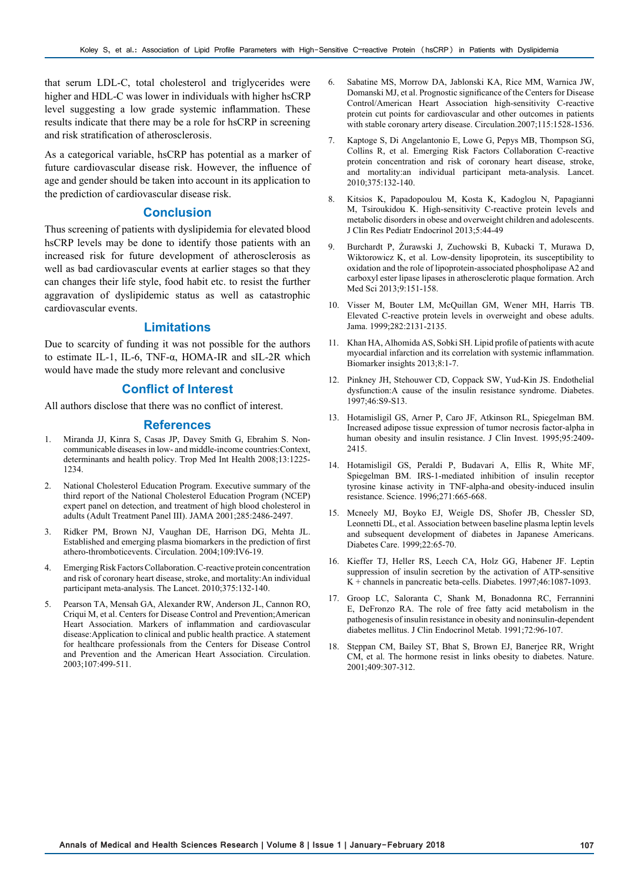that serum LDL-C, total cholesterol and triglycerides were higher and HDL-C was lower in individuals with higher hsCRP level suggesting a low grade systemic inflammation. These results indicate that there may be a role for hsCRP in screening and risk stratification of atherosclerosis.

As a categorical variable, hsCRP has potential as a marker of future cardiovascular disease risk. However, the influence of age and gender should be taken into account in its application to the prediction of cardiovascular disease risk.

## Conclusion

Thus screening of patients with dyslipidemia for elevated blood hsCRP levels may be done to identify those patients with an increased risk for future development of atherosclerosis as well as bad cardiovascular events at earlier stages so that they can changes their life style, food habit etc. to resist the further aggravation of dyslipidemic status as well as catastrophic cardiovascular events.

## Limitations

Due to scarcity of funding it was not possible for the authors to estimate IL-1, IL-6, TNF-α, HOMA-IR and sIL-2R which would have made the study more relevant and conclusive

## Conflict of Interest

All authors disclose that there was no conflict of interest.

## References

1. Miranda JJ, Kinra S, Casas JP, Davey Smith G, Ebrahim S. Non-communicable diseases in low- and middle-income countries:Context, determinants and health policy. Trop Med Int Health 2008;13:1225-1234.
2. National Cholesterol Education Program. Executive summary of the third report of the National Cholesterol Education Program (NCEP) expert panel on detection, and treatment of high blood cholesterol in adults (Adult Treatment Panel III). JAMA 2001;285:2486-2497.
3. Ridker PM, Brown NJ, Vaughan DE, Harrison DG, Mehta JL. Established and emerging plasma biomarkers in the prediction of first athero-thromboticevents. Circulation. 2004;109:IV6-19.
4. Emerging Risk Factors Collaboration. C-reactive protein concentration and risk of coronary heart disease, stroke, and mortality:An individual participant meta-analysis. The Lancet. 2010;375:132-140.
5. Pearson TA, Mensah GA, Alexander RW, Anderson JL, Cannon RO, Criqui M, et al. Centers for Disease Control and Prevention;American Heart Association. Markers of inflammation and cardiovascular disease:Application to clinical and public health practice. A statement for healthcare professionals from the Centers for Disease Control and Prevention and the American Heart Association. Circulation. 2003;107:499-511.
6. Sabatine MS, Morrow DA, Jablonski KA, Rice MM, Warnica JW, Domanski MJ, et al. Prognostic significance of the Centers for Disease Control/American Heart Association high-sensitivity C-reactive protein cut points for cardiovascular and other outcomes in patients with stable coronary artery disease. Circulation.2007;115:1528-1536.
7. Kaptoge S, Di Angelantonio E, Lowe G, Pepys MB, Thompson SG, Collins R, et al. Emerging Risk Factors Collaboration C-reactive protein concentration and risk of coronary heart disease, stroke, and mortality:an individual participant meta-analysis. Lancet. 2010;375:132-140.
8. Kitsios K, Papadopoulou M, Kosta K, Kadoglou N, Papagianni M, Tsiroukidou K. High-sensitivity C-reactive protein levels and metabolic disorders in obese and overweight children and adolescents. J Clin Res Pediatr Endocrinol 2013;5:44-49
9. Burchardt P, Żurawski J, Zuchowski B, Kubacki T, Murawa D, Wiktorowicz K, et al. Low-density lipoprotein, its susceptibility to oxidation and the role of lipoprotein-associated phospholipase A2 and carboxyl ester lipase lipases in atherosclerotic plaque formation. Arch Med Sci 2013;9:151-158.
10. Visser M, Bouter LM, McQuillan GM, Wener MH, Harris TB. Elevated C-reactive protein levels in overweight and obese adults. Jama. 1999;282:2131-2135.
11. Khan HA, Alhomida AS, Sobki SH. Lipid profile of patients with acute myocardial infarction and its correlation with systemic inflammation. Biomarker insights 2013;8:1-7.
12. Pinkney JH, Stehouwer CD, Coppack SW, Yud-Kin JS. Endothelial dysfunction:A cause of the insulin resistance syndrome. Diabetes. 1997;46:S9-S13.
13. Hotamisligil GS, Arner P, Caro JF, Atkinson RL, Spiegelman BM. Increased adipose tissue expression of tumor necrosis factor-alpha in human obesity and insulin resistance. J Clin Invest. 1995;95:2409-2415.
14. Hotamisligil GS, Peraldi P, Budavari A, Ellis R, White MF, Spiegelman BM. IRS-1-mediated inhibition of insulin receptor tyrosine kinase activity in TNF-alpha-and obesity-induced insulin resistance. Science. 1996;271:665-668.
15. Mcneely MJ, Boyko EJ, Weigle DS, Shofer JB, Chessler SD, Leonnetti DL, et al. Association between baseline plasma leptin levels and subsequent development of diabetes in Japanese Americans. Diabetes Care. 1999;22:65-70.
16. Kieffer TJ, Heller RS, Leech CA, Holz GG, Habener JF. Leptin suppression of insulin secretion by the activation of ATP-sensitive K + channels in pancreatic beta-cells. Diabetes. 1997;46:1087-1093.
17. Groop LC, Saloranta C, Shank M, Bonadonna RC, Ferrannini E, DeFronzo RA. The role of free fatty acid metabolism in the pathogenesis of insulin resistance in obesity and noninsulin-dependent diabetes mellitus. J Clin Endocrinol Metab. 1991;72:96-107.
18. Steppan CM, Bailey ST, Bhat S, Brown EJ, Banerjee RR, Wright CM, et al. The hormone resist in links obesity to diabetes. Nature. 2001;409:307-312.